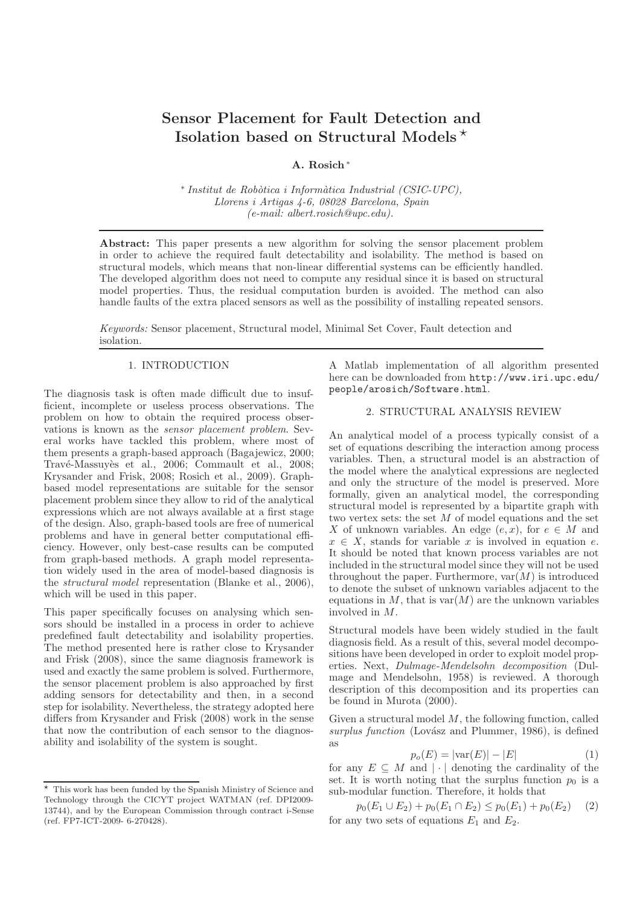# Sensor Placement for Fault Detection and Isolation based on Structural Models ⋆

**A. Rosich** [∗]

[∗] *Institut de Robòtica i Informàtica Industrial (CSIC-UPC), Llorens i Artigas 4-6, 08028 Barcelona, Spain (e-mail: albert.rosich@upc.edu).*

---

**Abstract:** This paper presents a new algorithm for solving the sensor placement problem in order to achieve the required fault detectability and isolability. The method is based on structural models, which means that non-linear differential systems can be efficiently handled. The developed algorithm does not need to compute any residual since it is based on structural model properties. Thus, the residual computation burden is avoided. The method can also handle faults of the extra placed sensors as well as the possibility of installing repeated sensors.

*Keywords:* Sensor placement, Structural model, Minimal Set Cover, Fault detection and isolation.

---

## 1. INTRODUCTION

The diagnosis task is often made difficult due to insufficient, incomplete or useless process observations. The problem on how to obtain the required process observations is known as the *sensor placement problem*. Several works have tackled this problem, where most of them presents a graph-based approach (Bagajewicz, 2000; Travé-Massuyès et al., 2006; Commault et al., 2008; Krysander and Frisk, 2008; Rosich et al., 2009). Graph-based model representations are suitable for the sensor placement problem since they allow to rid of the analytical expressions which are not always available at a first stage of the design. Also, graph-based tools are free of numerical problems and have in general better computational efficiency. However, only best-case results can be computed from graph-based methods. A graph model representation widely used in the area of model-based diagnosis is the *structural model* representation (Blanke et al., 2006), which will be used in this paper.

This paper specifically focuses on analysing which sensors should be installed in a process in order to achieve predefined fault detectability and isolability properties. The method presented here is rather close to Krysander and Frisk (2008), since the same diagnosis framework is used and exactly the same problem is solved. Furthermore, the sensor placement problem is also approached by first adding sensors for detectability and then, in a second step for isolability. Nevertheless, the strategy adopted here differs from Krysander and Frisk (2008) work in the sense that now the contribution of each sensor to the diagnosability and isolability of the system is sought.

A Matlab implementation of all algorithm presented here can be downloaded from http://www.iri.upc.edu/people/arosich/Software.html.

## 2. STRUCTURAL ANALYSIS REVIEW

An analytical model of a process typically consist of a set of equations describing the interaction among process variables. Then, a structural model is an abstraction of the model where the analytical expressions are neglected and only the structure of the model is preserved. More formally, given an analytical model, the corresponding structural model is represented by a bipartite graph with two vertex sets: the set $M$ of model equations and the set $X$ of unknown variables. An edge $(e, x)$, for $e \in M$ and $x \in X$, stands for variable $x$ is involved in equation $e$. It should be noted that known process variables are not included in the structural model since they will not be used throughout the paper. Furthermore, $\text{var}(M)$ is introduced to denote the subset of unknown variables adjacent to the equations in $M$, that is $\text{var}(M)$ are the unknown variables involved in $M$.

Structural models have been widely studied in the fault diagnosis field. As a result of this, several model decompositions have been developed in order to exploit model properties. Next, *Dulmage-Mendelsohn decomposition* (Dulmage and Mendelsohn, 1958) is reviewed. A thorough description of this decomposition and its properties can be found in Murota (2000).

Given a structural model $M$, the following function, called *surplus function* (Lovász and Plummer, 1986), is defined as

$$p_o(E) = |\text{var}(E)| - |E| \tag{1}$$

for any $E \subseteq M$ and $|\cdot|$ denoting the cardinality of the set. It is worth noting that the surplus function $p_0$ is a sub-modular function. Therefore, it holds that

$$p_0(E_1 \cup E_2) + p_0(E_1 \cap E_2) \leq p_0(E_1) + p_0(E_2) \tag{2}$$

for any two sets of equations $E_1$ and $E_2$.

---

⋆ This work has been funded by the Spanish Ministry of Science and Technology through the CICYT project WATMAN (ref. DPI2009-13744), and by the European Commission through contract i-Sense (ref. FP7-ICT-2009- 6-270428).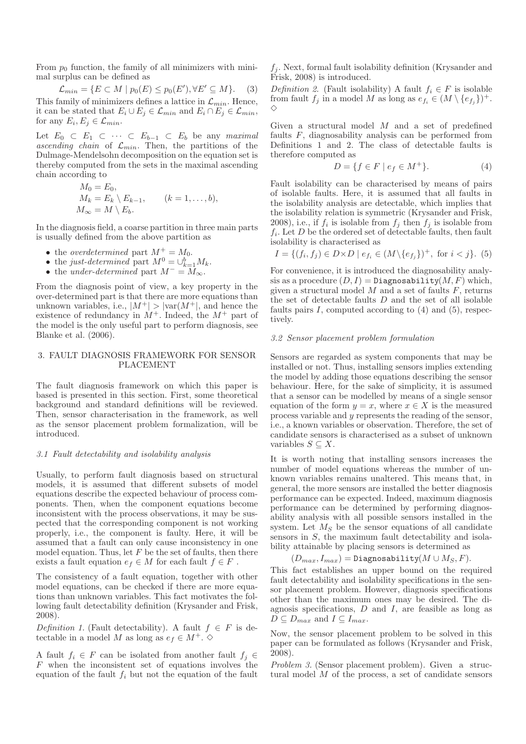From $p_0$ function, the family of all minimizers with minimal surplus can be defined as

$$\mathcal{L}_{min} = \{E \subset M \mid p_0(E) \leq p_0(E'), \forall E' \subseteq M\}. \quad (3)$$

This family of minimizers defines a lattice in $\mathcal{L}_{min}$. Hence, it can be stated that $E_i \cup E_j \in \mathcal{L}_{min}$ and $E_i \cap E_j \in \mathcal{L}_{min}$, for any $E_i, E_j \in \mathcal{L}_{min}$.

Let $E_0 \subset E_1 \subset \cdots \subset E_{b-1} \subset E_b$ be any *maximal ascending chain* of $\mathcal{L}_{min}$. Then, the partitions of the Dulmage-Mendelsohn decomposition on the equation set is thereby computed from the sets in the maximal ascending chain according to

$$M_0 = E_0,$$
$$M_k = E_k \setminus E_{k-1}, \qquad (k = 1, \ldots, b),$$
$$M_\infty = M \setminus E_b.$$

In the diagnosis field, a coarse partition in three main parts is usually defined from the above partition as

- the *overdetermined* part $M^+ = M_0$.
- the *just-determined* part $M^0 = \cup_{k=1}^{b} M_k$.
- the *under-determined* part $M^- = M_\infty$.

From the diagnosis point of view, a key property in the over-determined part is that there are more equations than unknown variables, i.e., $|M^+| > |\text{var}(M^+|$, and hence the existence of redundancy in $M^+$. Indeed, the $M^+$ part of the model is the only useful part to perform diagnosis, see Blanke et al. (2006).

## 3. FAULT DIAGNOSIS FRAMEWORK FOR SENSOR PLACEMENT

The fault diagnosis framework on which this paper is based is presented in this section. First, some theoretical background and standard definitions will be reviewed. Then, sensor characterisation in the framework, as well as the sensor placement problem formalization, will be introduced.

### 3.1 Fault detectability and isolability analysis

Usually, to perform fault diagnosis based on structural models, it is assumed that different subsets of model equations describe the expected behaviour of process components. Then, when the component equations become inconsistent with the process observations, it may be suspected that the corresponding component is not working properly, i.e., the component is faulty. Here, it will be assumed that a fault can only cause inconsistency in one model equation. Thus, let $F$ be the set of faults, then there exists a fault equation $e_f \in M$ for each fault $f \in F$ .

The consistency of a fault equation, together with other model equations, can be checked if there are more equations than unknown variables. This fact motivates the following fault detectability definition (Krysander and Frisk, 2008).

*Definition 1.* (Fault detectability). A fault $f \in F$ is detectable in a model $M$ as long as $e_f \in M^+$. $\diamond$

A fault $f_i \in F$ can be isolated from another fault $f_j \in F$ when the inconsistent set of equations involves the equation of the fault $f_i$ but not the equation of the fault $f_j$. Next, formal fault isolability definition (Krysander and Frisk, 2008) is introduced.

*Definition 2.* (Fault isolability) A fault $f_i \in F$ is isolable from fault $f_j$ in a model $M$ as long as $e_{f_i} \in (M \setminus \{e_{f_j}\})^+$. $\diamond$

Given a structural model $M$ and a set of predefined faults $F$, diagnosability analysis can be performed from Definitions 1 and 2. The class of detectable faults is therefore computed as

$$D = \{f \in F \mid e_f \in M^+\}. \quad (4)$$

Fault isolability can be characterised by means of pairs of isolable faults. Here, it is assumed that all faults in the isolability analysis are detectable, which implies that the isolability relation is symmetric (Krysander and Frisk, 2008), i.e., if $f_i$ is isolable from $f_j$ then $f_j$ is isolable from $f_i$. Let $D$ be the ordered set of detectable faults, then fault isolability is characterised as

$$I = \{(f_i, f_j) \in D \times D \mid e_{f_i} \in (M \setminus \{e_{f_j}\})^+, \text{ for } i < j\}. \quad (5)$$

For convenience, it is introduced the diagnosability analysis as a procedure $(D, I) = \texttt{Diagnosability}(M, F)$ which, given a structural model $M$ and a set of faults $F$, returns the set of detectable faults $D$ and the set of all isolable faults pairs $I$, computed according to (4) and (5), respectively.

### 3.2 Sensor placement problem formulation

Sensors are regarded as system components that may be installed or not. Thus, installing sensors implies extending the model by adding those equations describing the sensor behaviour. Here, for the sake of simplicity, it is assumed that a sensor can be modelled by means of a single sensor equation of the form $y = x$, where $x \in X$ is the measured process variable and $y$ represents the reading of the sensor, i.e., a known variables or observation. Therefore, the set of candidate sensors is characterised as a subset of unknown variables $S \subseteq X$.

It is worth noting that installing sensors increases the number of model equations whereas the number of unknown variables remains unaltered. This means that, in general, the more sensors are installed the better diagnosis performance can be expected. Indeed, maximum diagnosis performance can be determined by performing diagnosability analysis with all possible sensors installed in the system. Let $M_S$ be the sensor equations of all candidate sensors in $S$, the maximum fault detectability and isolability attainable by placing sensors is determined as

$$(D_{max}, I_{max}) = \texttt{Diagnosability}(M \cup M_S, F).$$

This fact establishes an upper bound on the required fault detectability and isolability specifications in the sensor placement problem. However, diagnosis specifications other than the maximum ones may be desired. The diagnosis specifications, $D$ and $I$, are feasible as long as $D \subseteq D_{max}$ and $I \subseteq I_{max}$.

Now, the sensor placement problem to be solved in this paper can be formulated as follows (Krysander and Frisk, 2008).

*Problem 3.* (Sensor placement problem). Given a structural model $M$ of the process, a set of candidate sensors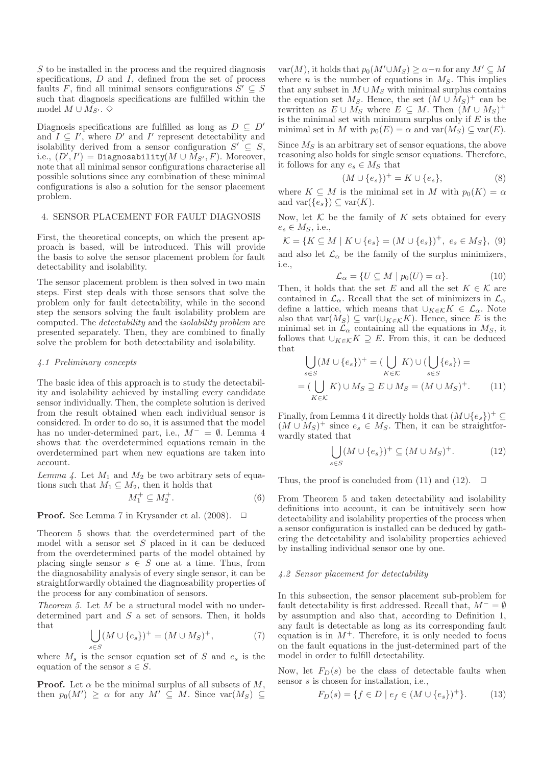$S$ to be installed in the process and the required diagnosis specifications, $D$ and $I$, defined from the set of process faults $F$, find all minimal sensors configurations $S' \subseteq S$ such that diagnosis specifications are fulfilled within the model $M \cup M_{S'}$. $\diamond$

Diagnosis specifications are fulfilled as long as $D \subseteq D'$ and $I \subseteq I'$, where $D'$ and $I'$ represent detectability and isolability derived from a sensor configuration $S' \subseteq S$, i.e., $(D', I') = \texttt{Diagnosability}(M \cup M_{S'}, F)$. Moreover, note that all minimal sensor configurations characterise all possible solutions since any combination of these minimal configurations is also a solution for the sensor placement problem.

## 4. SENSOR PLACEMENT FOR FAULT DIAGNOSIS

First, the theoretical concepts, on which the present approach is based, will be introduced. This will provide the basis to solve the sensor placement problem for fault detectability and isolability.

The sensor placement problem is then solved in two main steps. First step deals with those sensors that solve the problem only for fault detectability, while in the second step the sensors solving the fault isolability problem are computed. The *detectability* and the *isolability problem* are presented separately. Then, they are combined to finally solve the problem for both detectability and isolability.

### *4.1 Preliminary concepts*

The basic idea of this approach is to study the detectability and isolability achieved by installing every candidate sensor individually. Then, the complete solution is derived from the result obtained when each individual sensor is considered. In order to do so, it is assumed that the model has no under-determined part, i.e., $M^- = \emptyset$. Lemma 4 shows that the overdetermined equations remain in the overdetermined part when new equations are taken into account.

*Lemma 4.* Let $M_1$ and $M_2$ be two arbitrary sets of equations such that $M_1 \subseteq M_2$, then it holds that

$$M_1^+ \subseteq M_2^+. \tag{6}$$

**Proof.** See Lemma 7 in Krysander et al. (2008). $\square$

Theorem 5 shows that the overdetermined part of the model with a sensor set $S$ placed in it can be deduced from the overdetermined parts of the model obtained by placing single sensor $s \in S$ one at a time. Thus, from the diagnosability analysis of every single sensor, it can be straightforwardly obtained the diagnosability properties of the process for any combination of sensors.

*Theorem 5.* Let $M$ be a structural model with no under-determined part and $S$ a set of sensors. Then, it holds that

$$\bigcup_{s \in S} (M \cup \{e_s\})^+ = (M \cup M_S)^+, \tag{7}$$

where $M_s$ is the sensor equation set of $S$ and $e_s$ is the equation of the sensor $s \in S$.

**Proof.** Let $\alpha$ be the minimal surplus of all subsets of $M$, then $p_0(M') \geq \alpha$ for any $M' \subseteq M$. Since $\mathrm{var}(M_S) \subseteq \mathrm{var}(M)$, it holds that $p_0(M' \cup M_S) \geq \alpha - n$ for any $M' \subseteq M$ where $n$ is the number of equations in $M_S$. This implies that any subset in $M \cup M_S$ with minimal surplus contains the equation set $M_S$. Hence, the set $(M \cup M_S)^+$ can be rewritten as $E \cup M_S$ where $E \subseteq M$. Then $(M \cup M_S)^+$ is the minimal set with minimum surplus only if $E$ is the minimal set in $M$ with $p_0(E) = \alpha$ and $\mathrm{var}(M_S) \subseteq \mathrm{var}(E)$.

Since $M_S$ is an arbitrary set of sensor equations, the above reasoning also holds for single sensor equations. Therefore, it follows for any $e_s \in M_S$ that

$$(M \cup \{e_s\})^+ = K \cup \{e_s\}, \tag{8}$$

where $K \subseteq M$ is the minimal set in $M$ with $p_0(K) = \alpha$ and $\mathrm{var}(\{e_s\}) \subseteq \mathrm{var}(K)$.

Now, let $\mathcal{K}$ be the family of $K$ sets obtained for every $e_s \in M_S$, i.e.,

$$\mathcal{K} = \{K \subseteq M \mid K \cup \{e_s\} = (M \cup \{e_s\})^+,\ e_s \in M_S\}, \tag{9}$$

and also let $\mathcal{L}_\alpha$ be the family of the surplus minimizers, i.e.,

$$\mathcal{L}_\alpha = \{U \subseteq M \mid p_0(U) = \alpha\}. \tag{10}$$

Then, it holds that the set $E$ and all the set $K \in \mathcal{K}$ are contained in $\mathcal{L}_\alpha$. Recall that the set of minimizers in $\mathcal{L}_\alpha$ define a lattice, which means that $\cup_{K \in \mathcal{K}} K \in \mathcal{L}_\alpha$. Note also that $\mathrm{var}(M_S) \subseteq \mathrm{var}(\cup_{K \in \mathcal{K}} K)$. Hence, since $E$ is the minimal set in $\mathcal{L}_\alpha$ containing all the equations in $M_S$, it follows that $\cup_{K \in \mathcal{K}} K \supseteq E$. From this, it can be deduced that

$$\begin{aligned}\bigcup_{s \in S} (M \cup \{e_s\})^+ &= (\bigcup_{K \in \mathcal{K}} K) \cup (\bigcup_{s \in S} \{e_s\}) = \\ &= (\bigcup_{K \in \mathcal{K}} K) \cup M_S \supseteq E \cup M_S = (M \cup M_S)^+.\end{aligned} \tag{11}$$

Finally, from Lemma 4 it directly holds that $(M \cup \{e_s\})^+ \subseteq (M \cup M_S)^+$ since $e_s \in M_S$. Then, it can be straightforwardly stated that

$$\bigcup_{s \in S} (M \cup \{e_s\})^+ \subseteq (M \cup M_S)^+. \tag{12}$$

Thus, the proof is concluded from (11) and (12). $\square$

From Theorem 5 and taken detectability and isolability definitions into account, it can be intuitively seen how detectability and isolability properties of the process when a sensor configuration is installed can be deduced by gathering the detectability and isolability properties achieved by installing individual sensor one by one.

### *4.2 Sensor placement for detectability*

In this subsection, the sensor placement sub-problem for fault detectability is first addressed. Recall that, $M^- = \emptyset$ by assumption and also that, according to Definition 1, any fault is detectable as long as its corresponding fault equation is in $M^+$. Therefore, it is only needed to focus on the fault equations in the just-determined part of the model in order to fulfill detectability.

Now, let $F_D(s)$ be the class of detectable faults when sensor $s$ is chosen for installation, i.e.,

$$F_D(s) = \{f \in D \mid e_f \in (M \cup \{e_s\})^+\}. \tag{13}$$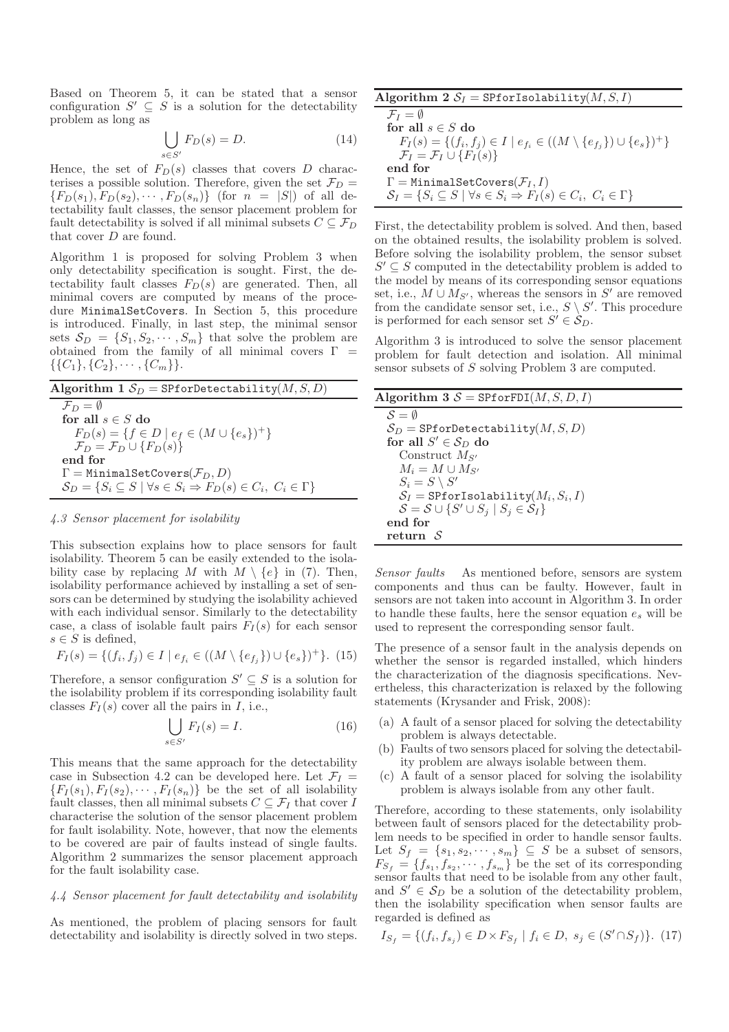Based on Theorem 5, it can be stated that a sensor configuration $S' \subseteq S$ is a solution for the detectability problem as long as

$$\bigcup_{s \in S'} F_D(s) = D. \tag{14}$$

Hence, the set of $F_D(s)$ classes that covers $D$ characterises a possible solution. Therefore, given the set $\mathcal{F}_D = \{F_D(s_1), F_D(s_2), \cdots, F_D(s_n)\}$ (for $n = |S|$) of all detectability fault classes, the sensor placement problem for fault detectability is solved if all minimal subsets $C \subseteq \mathcal{F}_D$ that cover $D$ are found.

Algorithm 1 is proposed for solving Problem 3 when only detectability specification is sought. First, the detectability fault classes $F_D(s)$ are generated. Then, all minimal covers are computed by means of the procedure `MinimalSetCovers`. In Section 5, this procedure is introduced. Finally, in last step, the minimal sensor sets $\mathcal{S}_D = \{S_1, S_2, \cdots, S_m\}$ that solve the problem are obtained from the family of all minimal covers $\Gamma = \{\{C_1\}, \{C_2\}, \cdots, \{C_m\}\}$.

**Algorithm 1** $\mathcal{S}_D = \texttt{SPforDetectability}(M, S, D)$

$\mathcal{F}_D = \emptyset$
**for all** $s \in S$ **do**
  $F_D(s) = \{f \in D \mid e_f \in (M \cup \{e_s\})^+\}$
  $\mathcal{F}_D = \mathcal{F}_D \cup \{F_D(s)\}$
**end for**
$\Gamma = \texttt{MinimalSetCovers}(\mathcal{F}_D, D)$
$\mathcal{S}_D = \{S_i \subseteq S \mid \forall s \in S_i \Rightarrow F_D(s) \in C_i,\ C_i \in \Gamma\}$

### 4.3 Sensor placement for isolability

This subsection explains how to place sensors for fault isolability. Theorem 5 can be easily extended to the isolability case by replacing $M$ with $M \setminus \{e\}$ in (7). Then, isolability performance achieved by installing a set of sensors can be determined by studying the isolability achieved with each individual sensor. Similarly to the detectability case, a class of isolable fault pairs $F_I(s)$ for each sensor $s \in S$ is defined,

$$F_I(s) = \{(f_i, f_j) \in I \mid e_{f_i} \in ((M \setminus \{e_{f_j}\}) \cup \{e_s\})^+\}. \tag{15}$$

Therefore, a sensor configuration $S' \subseteq S$ is a solution for the isolability problem if its corresponding isolability fault classes $F_I(s)$ cover all the pairs in $I$, i.e.,

$$\bigcup_{s \in S'} F_I(s) = I. \tag{16}$$

This means that the same approach for the detectability case in Subsection 4.2 can be developed here. Let $\mathcal{F}_I = \{F_I(s_1), F_I(s_2), \cdots, F_I(s_n)\}$ be the set of all isolability fault classes, then all minimal subsets $C \subseteq \mathcal{F}_I$ that cover $I$ characterise the solution of the sensor placement problem for fault isolability. Note, however, that now the elements to be covered are pair of faults instead of single faults. Algorithm 2 summarizes the sensor placement approach for the fault isolability case.

### 4.4 Sensor placement for fault detectability and isolability

As mentioned, the problem of placing sensors for fault detectability and isolability is directly solved in two steps.

**Algorithm 2** $\mathcal{S}_I = \texttt{SPforIsolability}(M, S, I)$

$\mathcal{F}_I = \emptyset$
**for all** $s \in S$ **do**
  $F_I(s) = \{(f_i, f_j) \in I \mid e_{f_i} \in ((M \setminus \{e_{f_j}\}) \cup \{e_s\})^+\}$
  $\mathcal{F}_I = \mathcal{F}_I \cup \{F_I(s)\}$
**end for**
$\Gamma = \texttt{MinimalSetCovers}(\mathcal{F}_I, I)$
$\mathcal{S}_I = \{S_i \subseteq S \mid \forall s \in S_i \Rightarrow F_I(s) \in C_i,\ C_i \in \Gamma\}$

First, the detectability problem is solved. And then, based on the obtained results, the isolability problem is solved. Before solving the isolability problem, the sensor subset $S' \subseteq S$ computed in the detectability problem is added to the model by means of its corresponding sensor equations set, i.e., $M \cup M_{S'}$, whereas the sensors in $S'$ are removed from the candidate sensor set, i.e., $S \setminus S'$. This procedure is performed for each sensor set $S' \in \mathcal{S}_D$.

Algorithm 3 is introduced to solve the sensor placement problem for fault detection and isolation. All minimal sensor subsets of $S$ solving Problem 3 are computed.

**Algorithm 3** $\mathcal{S} = \texttt{SPforFDI}(M, S, D, I)$

$\mathcal{S} = \emptyset$
$\mathcal{S}_D = \texttt{SPforDetectability}(M, S, D)$
**for all** $S' \in \mathcal{S}_D$ **do**
  Construct $M_{S'}$
  $M_i = M \cup M_{S'}$
  $S_i = S \setminus S'$
  $\mathcal{S}_I = \texttt{SPforIsolability}(M_i, S_i, I)$
  $\mathcal{S} = \mathcal{S} \cup \{S' \cup S_j \mid S_j \in \mathcal{S}_I\}$
**end for**
**return** $\mathcal{S}$

*Sensor faults* As mentioned before, sensors are system components and thus can be faulty. However, fault in sensors are not taken into account in Algorithm 3. In order to handle these faults, here the sensor equation $e_s$ will be used to represent the corresponding sensor fault.

The presence of a sensor fault in the analysis depends on whether the sensor is regarded installed, which hinders the characterization of the diagnosis specifications. Nevertheless, this characterization is relaxed by the following statements (Krysander and Frisk, 2008):

(a) A fault of a sensor placed for solving the detectability problem is always detectable.
(b) Faults of two sensors placed for solving the detectability problem are always isolable between them.
(c) A fault of a sensor placed for solving the isolability problem is always isolable from any other fault.

Therefore, according to these statements, only isolability between fault of sensors placed for the detectability problem needs to be specified in order to handle sensor faults. Let $S_f = \{s_1, s_2, \cdots, s_m\} \subseteq S$ be a subset of sensors, $F_{S_f} = \{f_{s_1}, f_{s_2}, \cdots, f_{s_m}\}$ be the set of its corresponding sensor faults that need to be isolable from any other fault, and $S' \in \mathcal{S}_D$ be a solution of the detectability problem, then the isolability specification when sensor faults are regarded is defined as

$$I_{S_f} = \{(f_i, f_{s_j}) \in D \times F_{S_f} \mid f_i \in D,\ s_j \in (S' \cap S_f)\}. \tag{17}$$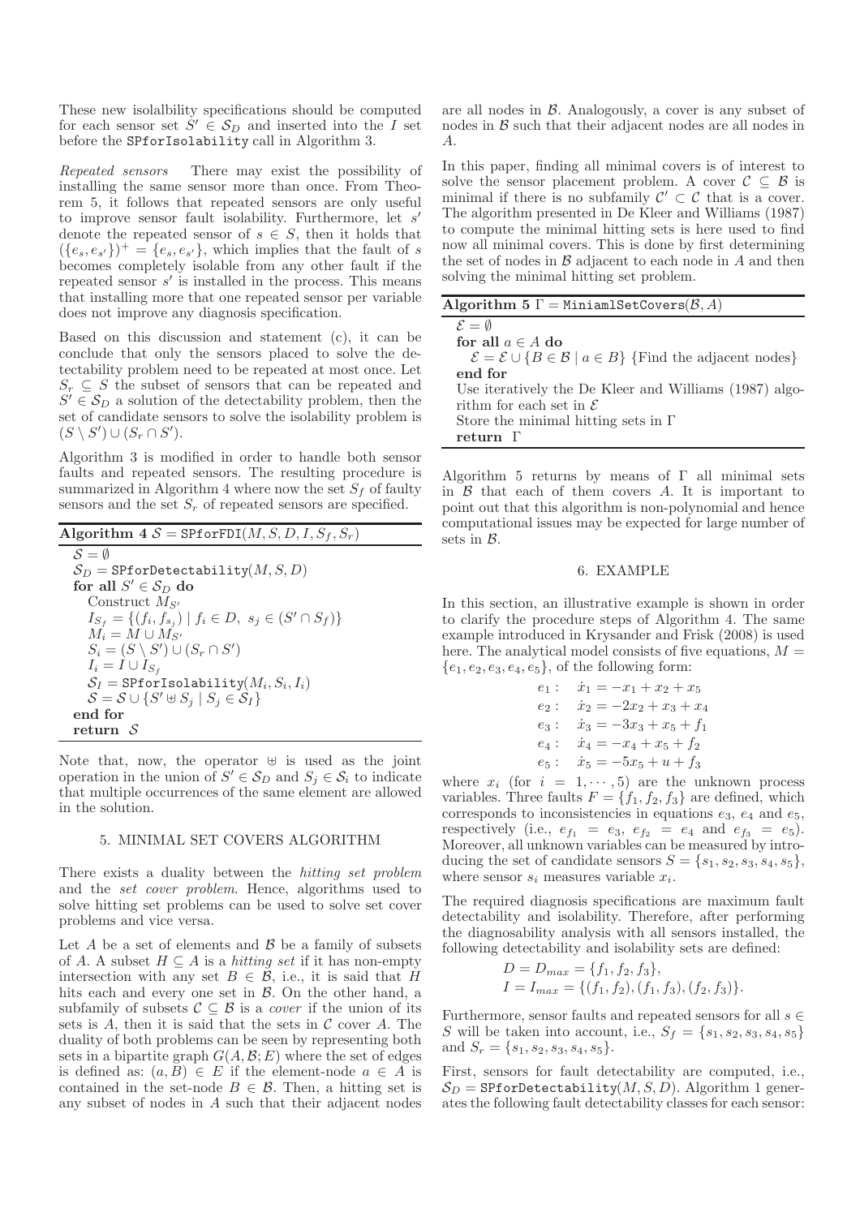These new isolalbility specifications should be computed for each sensor set $S' \in \mathcal{S}_D$ and inserted into the $I$ set before the SPforIsolability call in Algorithm 3.

*Repeated sensors* There may exist the possibility of installing the same sensor more than once. From Theorem 5, it follows that repeated sensors are only useful to improve sensor fault isolability. Furthermore, let $s'$ denote the repeated sensor of $s \in S$, then it holds that $(\{e_s, e_{s'}\})^+ = \{e_s, e_{s'}\}$, which implies that the fault of $s$ becomes completely isolable from any other fault if the repeated sensor $s'$ is installed in the process. This means that installing more that one repeated sensor per variable does not improve any diagnosis specification.

Based on this discussion and statement (c), it can be conclude that only the sensors placed to solve the detectability problem need to be repeated at most once. Let $S_r \subseteq S$ the subset of sensors that can be repeated and $S' \in \mathcal{S}_D$ a solution of the detectability problem, then the set of candidate sensors to solve the isolability problem is $(S \setminus S') \cup (S_r \cap S')$.

Algorithm 3 is modified in order to handle both sensor faults and repeated sensors. The resulting procedure is summarized in Algorithm 4 where now the set $S_f$ of faulty sensors and the set $S_r$ of repeated sensors are specified.

**Algorithm 4** $\mathcal{S} = \texttt{SPforFDI}(M, S, D, I, S_f, S_r)$

```
S = ∅
S_D = SPforDetectability(M, S, D)
for all S' ∈ S_D do
   Construct M_S'
   I_Sf = {(f_i, f_sj) | f_i ∈ D, s_j ∈ (S' ∩ S_f)}
   M_i = M ∪ M_S'
   S_i = (S \ S') ∪ (S_r ∩ S')
   I_i = I ∪ I_Sf
   S_I = SPforIsolability(M_i, S_i, I_i)
   S = S ∪ {S' ⊎ S_j | S_j ∈ S_I}
end for
return S
```

Note that, now, the operator $\uplus$ is used as the joint operation in the union of $S' \in \mathcal{S}_D$ and $S_j \in \mathcal{S}_i$ to indicate that multiple occurrences of the same element are allowed in the solution.

## 5. MINIMAL SET COVERS ALGORITHM

There exists a duality between the *hitting set problem* and the *set cover problem*. Hence, algorithms used to solve hitting set problems can be used to solve set cover problems and vice versa.

Let $A$ be a set of elements and $\mathcal{B}$ be a family of subsets of $A$. A subset $H \subseteq A$ is a *hitting set* if it has non-empty intersection with any set $B \in \mathcal{B}$, i.e., it is said that $H$ hits each and every one set in $\mathcal{B}$. On the other hand, a subfamily of subsets $\mathcal{C} \subseteq \mathcal{B}$ is a *cover* if the union of its sets is $A$, then it is said that the sets in $\mathcal{C}$ cover $A$. The duality of both problems can be seen by representing both sets in a bipartite graph $G(A, \mathcal{B}; E)$ where the set of edges is defined as: $(a, B) \in E$ if the element-node $a \in A$ is contained in the set-node $B \in \mathcal{B}$. Then, a hitting set is any subset of nodes in $A$ such that their adjacent nodes are all nodes in $\mathcal{B}$. Analogously, a cover is any subset of nodes in $\mathcal{B}$ such that their adjacent nodes are all nodes in $A$.

In this paper, finding all minimal covers is of interest to solve the sensor placement problem. A cover $\mathcal{C} \subseteq \mathcal{B}$ is minimal if there is no subfamily $\mathcal{C}' \subset \mathcal{C}$ that is a cover. The algorithm presented in De Kleer and Williams (1987) to compute the minimal hitting sets is here used to find now all minimal covers. This is done by first determining the set of nodes in $\mathcal{B}$ adjacent to each node in $A$ and then solving the minimal hitting set problem.

**Algorithm 5** $\Gamma = \texttt{MiniamlSetCovers}(\mathcal{B}, A)$

```
E = ∅
for all a ∈ A do
   E = E ∪ {B ∈ B | a ∈ B} {Find the adjacent nodes}
end for
Use iteratively the De Kleer and Williams (1987) algorithm for each set in E
Store the minimal hitting sets in Γ
return Γ
```

Algorithm 5 returns by means of $\Gamma$ all minimal sets in $\mathcal{B}$ that each of them covers $A$. It is important to point out that this algorithm is non-polynomial and hence computational issues may be expected for large number of sets in $\mathcal{B}$.

## 6. EXAMPLE

In this section, an illustrative example is shown in order to clarify the procedure steps of Algorithm 4. The same example introduced in Krysander and Frisk (2008) is used here. The analytical model consists of five equations, $M = \{e_1, e_2, e_3, e_4, e_5\}$, of the following form:

$$
\begin{aligned}
e_1 &: \quad \dot{x}_1 = -x_1 + x_2 + x_5 \\
e_2 &: \quad \dot{x}_2 = -2x_2 + x_3 + x_4 \\
e_3 &: \quad \dot{x}_3 = -3x_3 + x_5 + f_1 \\
e_4 &: \quad \dot{x}_4 = -x_4 + x_5 + f_2 \\
e_5 &: \quad \dot{x}_5 = -5x_5 + u + f_3
\end{aligned}
$$

where $x_i$ (for $i = 1, \cdots, 5$) are the unknown process variables. Three faults $F = \{f_1, f_2, f_3\}$ are defined, which corresponds to inconsistencies in equations $e_3$, $e_4$ and $e_5$, respectively (i.e., $e_{f_1} = e_3$, $e_{f_2} = e_4$ and $e_{f_3} = e_5$). Moreover, all unknown variables can be measured by introducing the set of candidate sensors $S = \{s_1, s_2, s_3, s_4, s_5\}$, where sensor $s_i$ measures variable $x_i$.

The required diagnosis specifications are maximum fault detectability and isolability. Therefore, after performing the diagnosability analysis with all sensors installed, the following detectability and isolability sets are defined:

$$
\begin{aligned}
&D = D_{max} = \{f_1, f_2, f_3\}, \\
&I = I_{max} = \{(f_1, f_2), (f_1, f_3), (f_2, f_3)\}.
\end{aligned}
$$

Furthermore, sensor faults and repeated sensors for all $s \in S$ will be taken into account, i.e., $S_f = \{s_1, s_2, s_3, s_4, s_5\}$ and $S_r = \{s_1, s_2, s_3, s_4, s_5\}$.

First, sensors for fault detectability are computed, i.e., $\mathcal{S}_D = \texttt{SPforDetectability}(M, S, D)$. Algorithm 1 generates the following fault detectability classes for each sensor: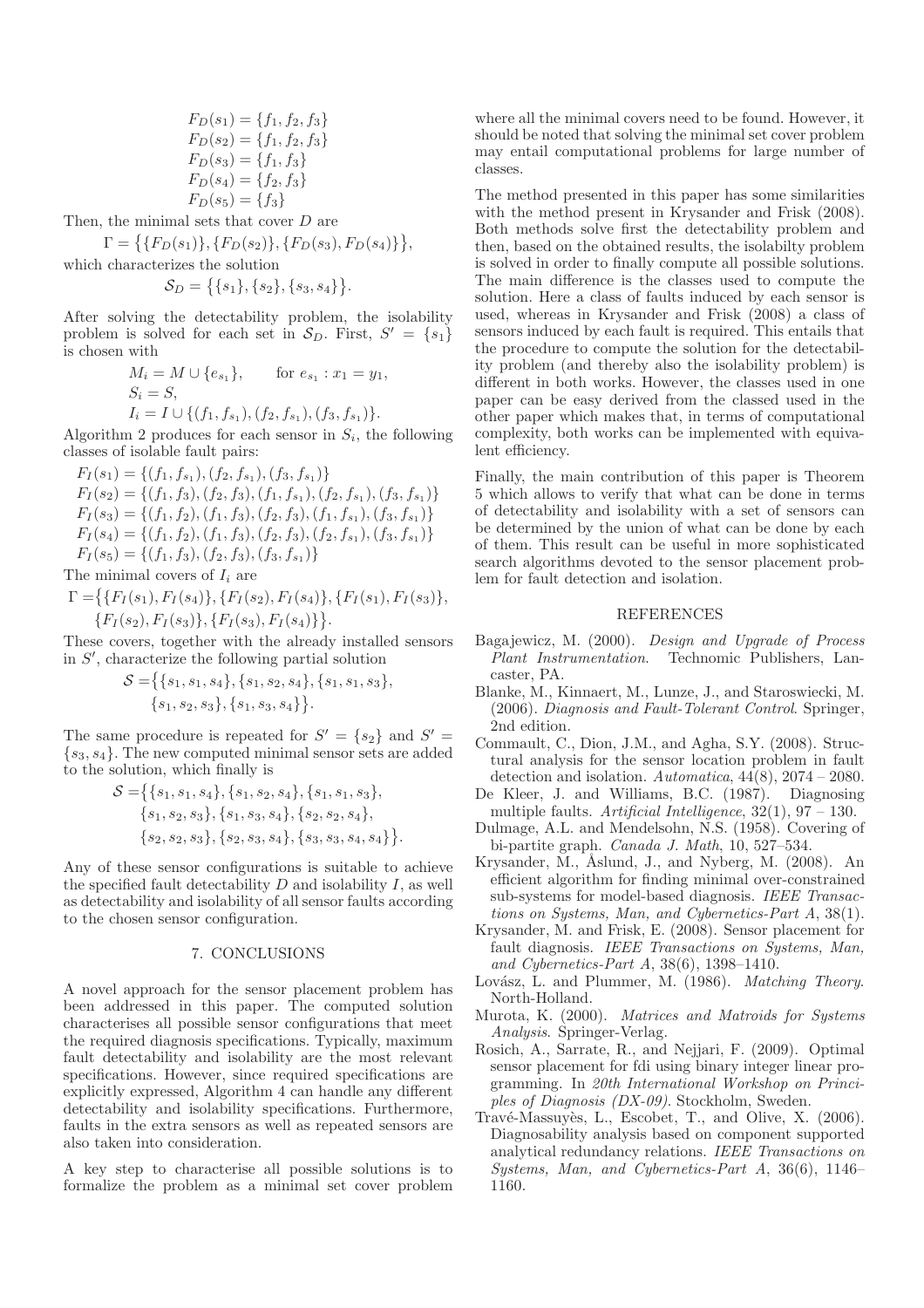$$F_D(s_1) = \{f_1, f_2, f_3\}$$
$$F_D(s_2) = \{f_1, f_2, f_3\}$$
$$F_D(s_3) = \{f_1, f_3\}$$
$$F_D(s_4) = \{f_2, f_3\}$$
$$F_D(s_5) = \{f_3\}$$

Then, the minimal sets that cover $D$ are

$$\Gamma = \big\{\{F_D(s_1)\}, \{F_D(s_2)\}, \{F_D(s_3), F_D(s_4)\}\big\},$$

which characterizes the solution

$$\mathcal{S}_D = \big\{\{s_1\}, \{s_2\}, \{s_3, s_4\}\big\}.$$

After solving the detectability problem, the isolability problem is solved for each set in $\mathcal{S}_D$. First, $S' = \{s_1\}$ is chosen with

$$M_i = M \cup \{e_{s_1}\}, \qquad \text{for } e_{s_1} : x_1 = y_1,$$
$$S_i = S,$$
$$I_i = I \cup \{(f_1, f_{s_1}), (f_2, f_{s_1}), (f_3, f_{s_1})\}.$$

Algorithm 2 produces for each sensor in $S_i$, the following classes of isolable fault pairs:

$$F_I(s_1) = \{(f_1, f_{s_1}), (f_2, f_{s_1}), (f_3, f_{s_1})\}$$
$$F_I(s_2) = \{(f_1, f_3), (f_2, f_3), (f_1, f_{s_1}), (f_2, f_{s_1}), (f_3, f_{s_1})\}$$
$$F_I(s_3) = \{(f_1, f_2), (f_1, f_3), (f_2, f_3), (f_1, f_{s_1}), (f_3, f_{s_1})\}$$
$$F_I(s_4) = \{(f_1, f_2), (f_1, f_3), (f_2, f_3), (f_2, f_{s_1}), (f_3, f_{s_1})\}$$
$$F_I(s_5) = \{(f_1, f_3), (f_2, f_3), (f_3, f_{s_1})\}$$

The minimal covers of $I_i$ are

$$\Gamma = \big\{\{F_I(s_1), F_I(s_4)\}, \{F_I(s_2), F_I(s_4)\}, \{F_I(s_1), F_I(s_3)\},$$
$$\{F_I(s_2), F_I(s_3)\}, \{F_I(s_3), F_I(s_4)\}\big\}.$$

These covers, together with the already installed sensors in $S'$, characterize the following partial solution

$$\mathcal{S} = \big\{\{s_1, s_1, s_4\}, \{s_1, s_2, s_4\}, \{s_1, s_1, s_3\},$$
$$\{s_1, s_2, s_3\}, \{s_1, s_3, s_4\}\big\}.$$

The same procedure is repeated for $S' = \{s_2\}$ and $S' = \{s_3, s_4\}$. The new computed minimal sensor sets are added to the solution, which finally is

$$\mathcal{S} = \big\{\{s_1, s_1, s_4\}, \{s_1, s_2, s_4\}, \{s_1, s_1, s_3\},$$
$$\{s_1, s_2, s_3\}, \{s_1, s_3, s_4\}, \{s_2, s_2, s_4\},$$
$$\{s_2, s_2, s_3\}, \{s_2, s_3, s_4\}, \{s_3, s_3, s_4, s_4\}\big\}.$$

Any of these sensor configurations is suitable to achieve the specified fault detectability $D$ and isolability $I$, as well as detectability and isolability of all sensor faults according to the chosen sensor configuration.

## 7. CONCLUSIONS

A novel approach for the sensor placement problem has been addressed in this paper. The computed solution characterises all possible sensor configurations that meet the required diagnosis specifications. Typically, maximum fault detectability and isolability are the most relevant specifications. However, since required specifications are explicitly expressed, Algorithm 4 can handle any different detectability and isolability specifications. Furthermore, faults in the extra sensors as well as repeated sensors are also taken into consideration.

A key step to characterise all possible solutions is to formalize the problem as a minimal set cover problem where all the minimal covers need to be found. However, it should be noted that solving the minimal set cover problem may entail computational problems for large number of classes.

The method presented in this paper has some similarities with the method present in Krysander and Frisk (2008). Both methods solve first the detectability problem and then, based on the obtained results, the isolabilty problem is solved in order to finally compute all possible solutions. The main difference is the classes used to compute the solution. Here a class of faults induced by each sensor is used, whereas in Krysander and Frisk (2008) a class of sensors induced by each fault is required. This entails that the procedure to compute the solution for the detectability problem (and thereby also the isolability problem) is different in both works. However, the classes used in one paper can be easy derived from the classed used in the other paper which makes that, in terms of computational complexity, both works can be implemented with equivalent efficiency.

Finally, the main contribution of this paper is Theorem 5 which allows to verify that what can be done in terms of detectability and isolability with a set of sensors can be determined by the union of what can be done by each of them. This result can be useful in more sophisticated search algorithms devoted to the sensor placement problem for fault detection and isolation.

## REFERENCES

Bagajewicz, M. (2000). *Design and Upgrade of Process Plant Instrumentation*. Technomic Publishers, Lancaster, PA.

Blanke, M., Kinnaert, M., Lunze, J., and Staroswiecki, M. (2006). *Diagnosis and Fault-Tolerant Control*. Springer, 2nd edition.

Commault, C., Dion, J.M., and Agha, S.Y. (2008). Structural analysis for the sensor location problem in fault detection and isolation. *Automatica*, 44(8), 2074 – 2080.

De Kleer, J. and Williams, B.C. (1987). Diagnosing multiple faults. *Artificial Intelligence*, 32(1), 97 – 130.

Dulmage, A.L. and Mendelsohn, N.S. (1958). Covering of bi-partite graph. *Canada J. Math*, 10, 527–534.

Krysander, M., Åslund, J., and Nyberg, M. (2008). An efficient algorithm for finding minimal over-constrained sub-systems for model-based diagnosis. *IEEE Transactions on Systems, Man, and Cybernetics-Part A*, 38(1).

Krysander, M. and Frisk, E. (2008). Sensor placement for fault diagnosis. *IEEE Transactions on Systems, Man, and Cybernetics-Part A*, 38(6), 1398–1410.

Lovász, L. and Plummer, M. (1986). *Matching Theory*. North-Holland.

Murota, K. (2000). *Matrices and Matroids for Systems Analysis*. Springer-Verlag.

Rosich, A., Sarrate, R., and Nejjari, F. (2009). Optimal sensor placement for fdi using binary integer linear programming. In *20th International Workshop on Principles of Diagnosis (DX-09)*. Stockholm, Sweden.

Travé-Massuyès, L., Escobet, T., and Olive, X. (2006). Diagnosability analysis based on component supported analytical redundancy relations. *IEEE Transactions on Systems, Man, and Cybernetics-Part A*, 36(6), 1146–1160.